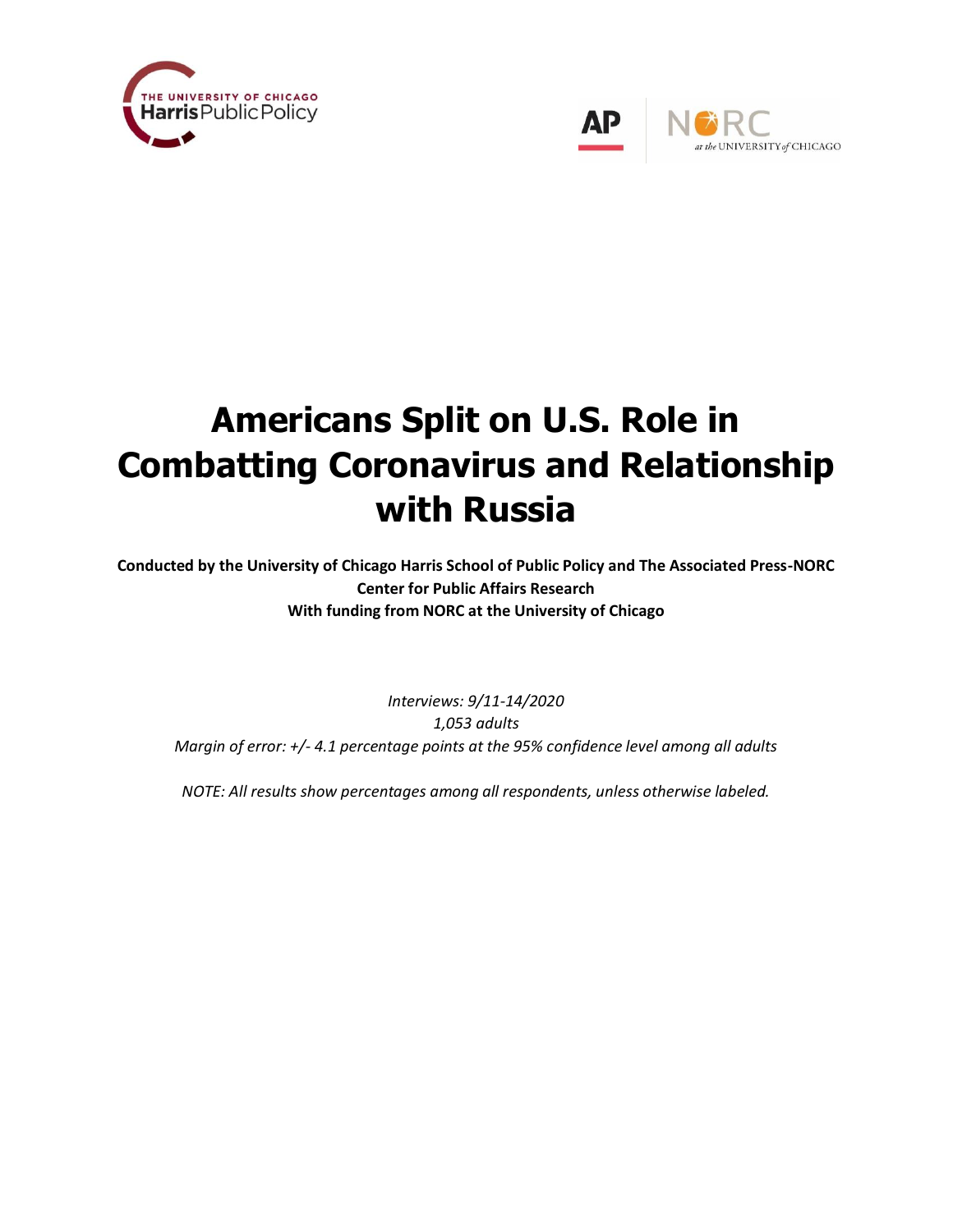# Americans Split on U.S. Role in Combatting Coronavirus and Relationship with Russia

**Conducted by the University of Chicago Harris School of Public Policy and The Associated Press-NORC Center for Public Affairs Research**
**With funding from NORC at the University of Chicago**

*Interviews: 9/11-14/2020*
*1,053 adults*
*Margin of error: +/- 4.1 percentage points at the 95% confidence level among all adults*

*NOTE: All results show percentages among all respondents, unless otherwise labeled.*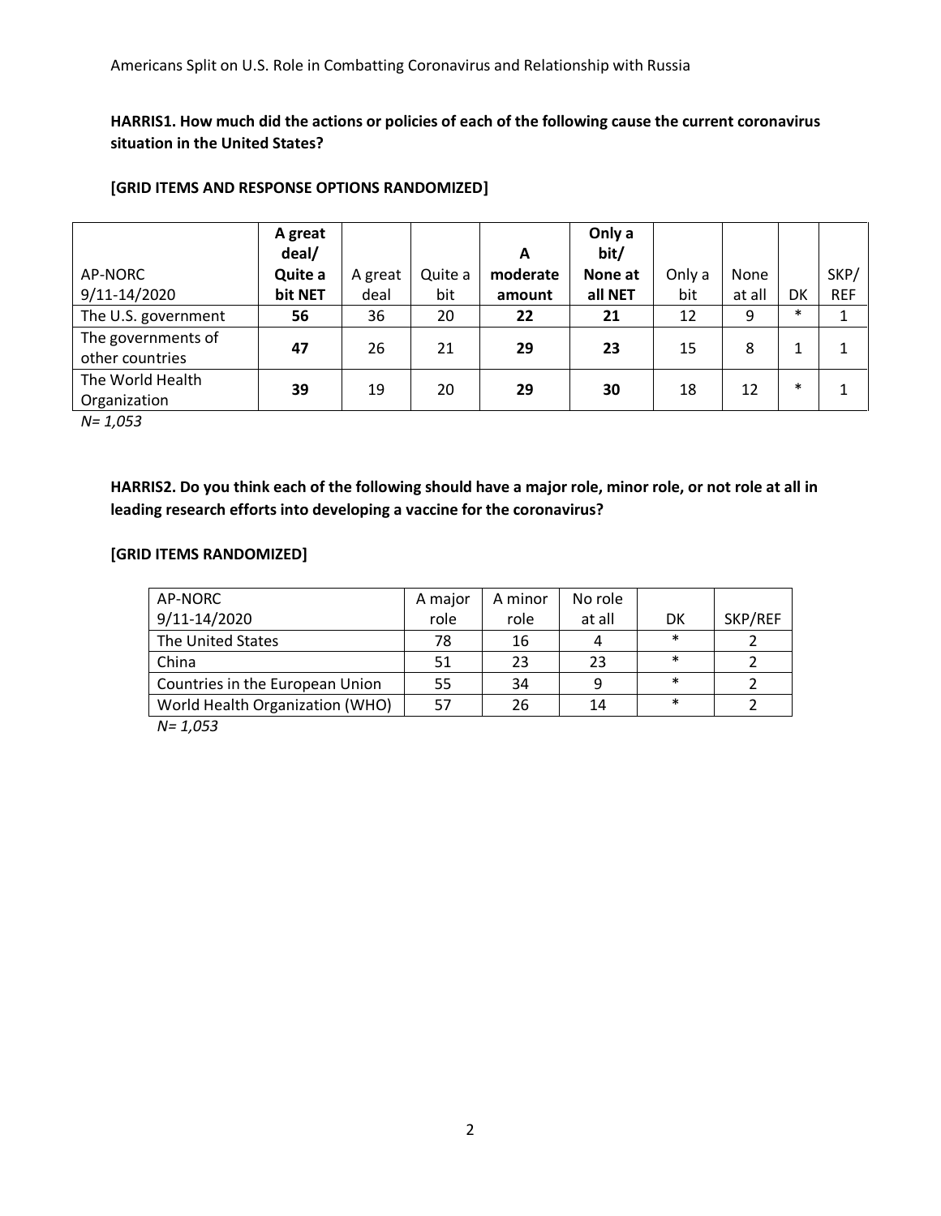**HARRIS1. How much did the actions or policies of each of the following cause the current coronavirus situation in the United States?**

**[GRID ITEMS AND RESPONSE OPTIONS RANDOMIZED]**

| AP-NORC 9/11-14/2020 | **A great deal/ Quite a bit NET** | A great deal | Quite a bit | **A moderate amount** | **Only a bit/ None at all NET** | Only a bit | None at all | DK | SKP/ REF |
|---|---|---|---|---|---|---|---|---|---|
| The U.S. government | **56** | 36 | 20 | **22** | **21** | 12 | 9 | * | 1 |
| The governments of other countries | **47** | 26 | 21 | **29** | **23** | 15 | 8 | 1 | 1 |
| The World Health Organization | **39** | 19 | 20 | **29** | **30** | 18 | 12 | * | 1 |

*N= 1,053*

**HARRIS2. Do you think each of the following should have a major role, minor role, or not role at all in leading research efforts into developing a vaccine for the coronavirus?**

**[GRID ITEMS RANDOMIZED]**

| AP-NORC 9/11-14/2020 | A major role | A minor role | No role at all | DK | SKP/REF |
|---|---|---|---|---|---|
| The United States | 78 | 16 | 4 | * | 2 |
| China | 51 | 23 | 23 | * | 2 |
| Countries in the European Union | 55 | 34 | 9 | * | 2 |
| World Health Organization (WHO) | 57 | 26 | 14 | * | 2 |

*N= 1,053*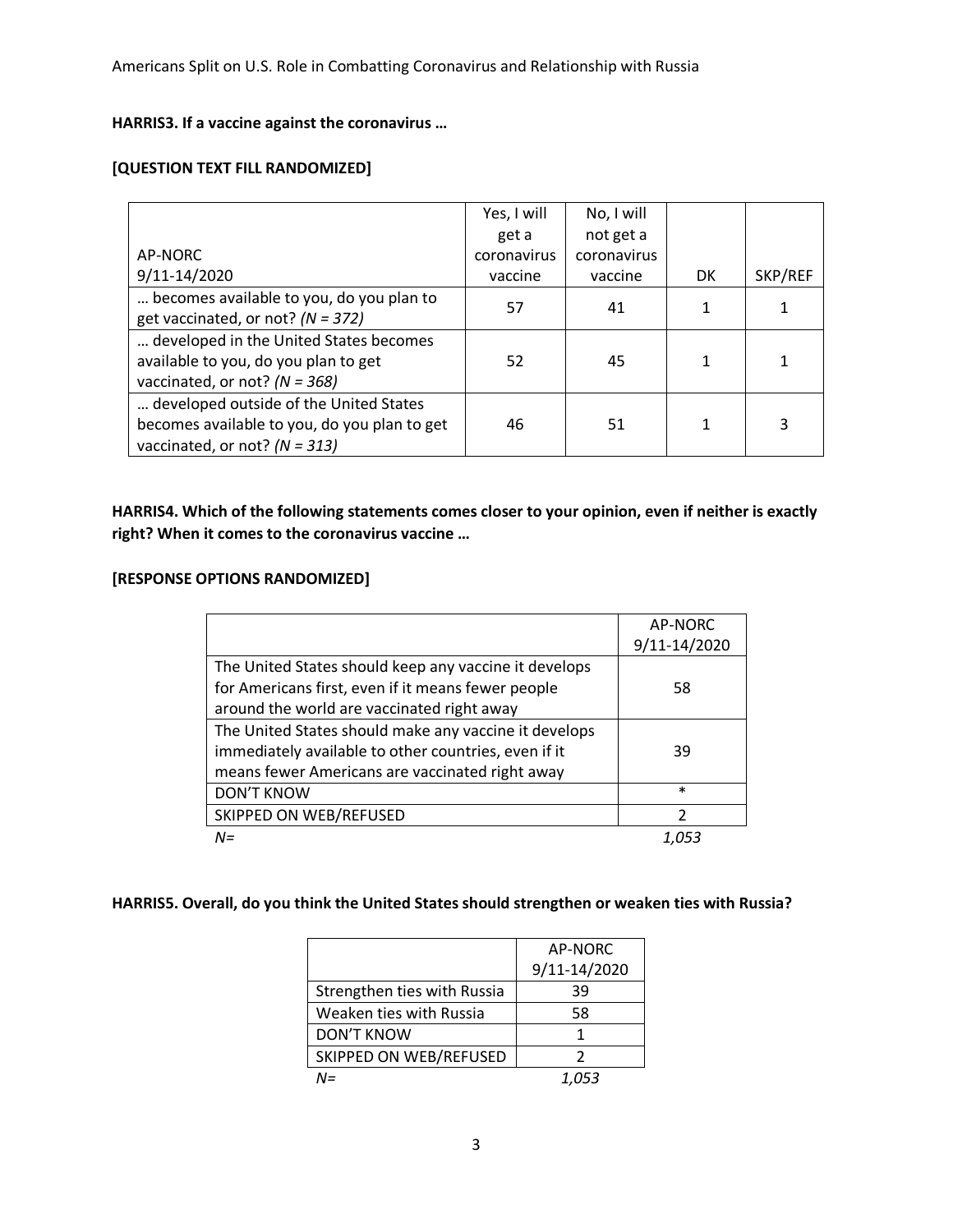**HARRIS3. If a vaccine against the coronavirus …**

**[QUESTION TEXT FILL RANDOMIZED]**

| AP-NORC 9/11-14/2020 | Yes, I will get a coronavirus vaccine | No, I will not get a coronavirus vaccine | DK | SKP/REF |
|---|---|---|---|---|
| … becomes available to you, do you plan to get vaccinated, or not? *(N = 372)* | 57 | 41 | 1 | 1 |
| … developed in the United States becomes available to you, do you plan to get vaccinated, or not? *(N = 368)* | 52 | 45 | 1 | 1 |
| … developed outside of the United States becomes available to you, do you plan to get vaccinated, or not? *(N = 313)* | 46 | 51 | 1 | 3 |

**HARRIS4. Which of the following statements comes closer to your opinion, even if neither is exactly right? When it comes to the coronavirus vaccine …**

**[RESPONSE OPTIONS RANDOMIZED]**

| | AP-NORC 9/11-14/2020 |
|---|---|
| The United States should keep any vaccine it develops for Americans first, even if it means fewer people around the world are vaccinated right away | 58 |
| The United States should make any vaccine it develops immediately available to other countries, even if it means fewer Americans are vaccinated right away | 39 |
| DON'T KNOW | * |
| SKIPPED ON WEB/REFUSED | 2 |
| *N=* | *1,053* |

**HARRIS5. Overall, do you think the United States should strengthen or weaken ties with Russia?**

| | AP-NORC 9/11-14/2020 |
|---|---|
| Strengthen ties with Russia | 39 |
| Weaken ties with Russia | 58 |
| DON'T KNOW | 1 |
| SKIPPED ON WEB/REFUSED | 2 |
| *N=* | *1,053* |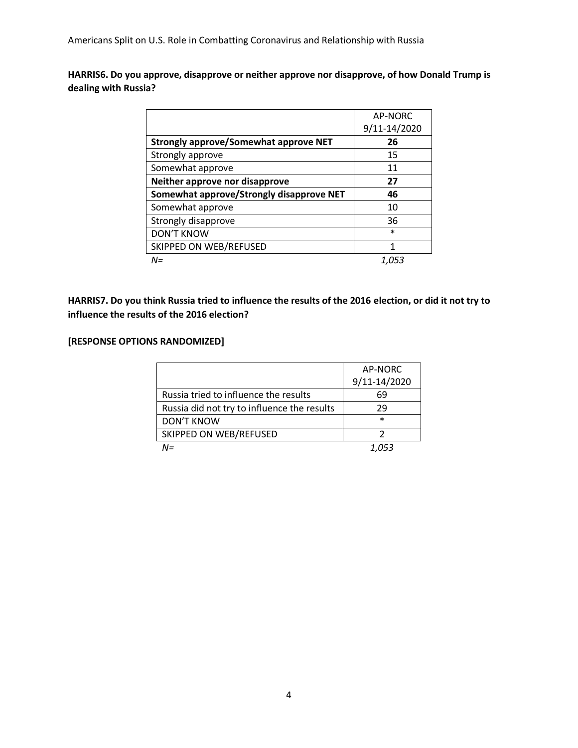**HARRIS6. Do you approve, disapprove or neither approve nor disapprove, of how Donald Trump is dealing with Russia?**

| | AP-NORC 9/11-14/2020 |
|---|---|
| **Strongly approve/Somewhat approve NET** | **26** |
| Strongly approve | 15 |
| Somewhat approve | 11 |
| **Neither approve nor disapprove** | **27** |
| **Somewhat approve/Strongly disapprove NET** | **46** |
| Somewhat approve | 10 |
| Strongly disapprove | 36 |
| DON'T KNOW | * |
| SKIPPED ON WEB/REFUSED | 1 |
| *N=* | *1,053* |

**HARRIS7. Do you think Russia tried to influence the results of the 2016 election, or did it not try to influence the results of the 2016 election?**

**[RESPONSE OPTIONS RANDOMIZED]**

| | AP-NORC 9/11-14/2020 |
|---|---|
| Russia tried to influence the results | 69 |
| Russia did not try to influence the results | 29 |
| DON'T KNOW | * |
| SKIPPED ON WEB/REFUSED | 2 |
| *N=* | *1,053* |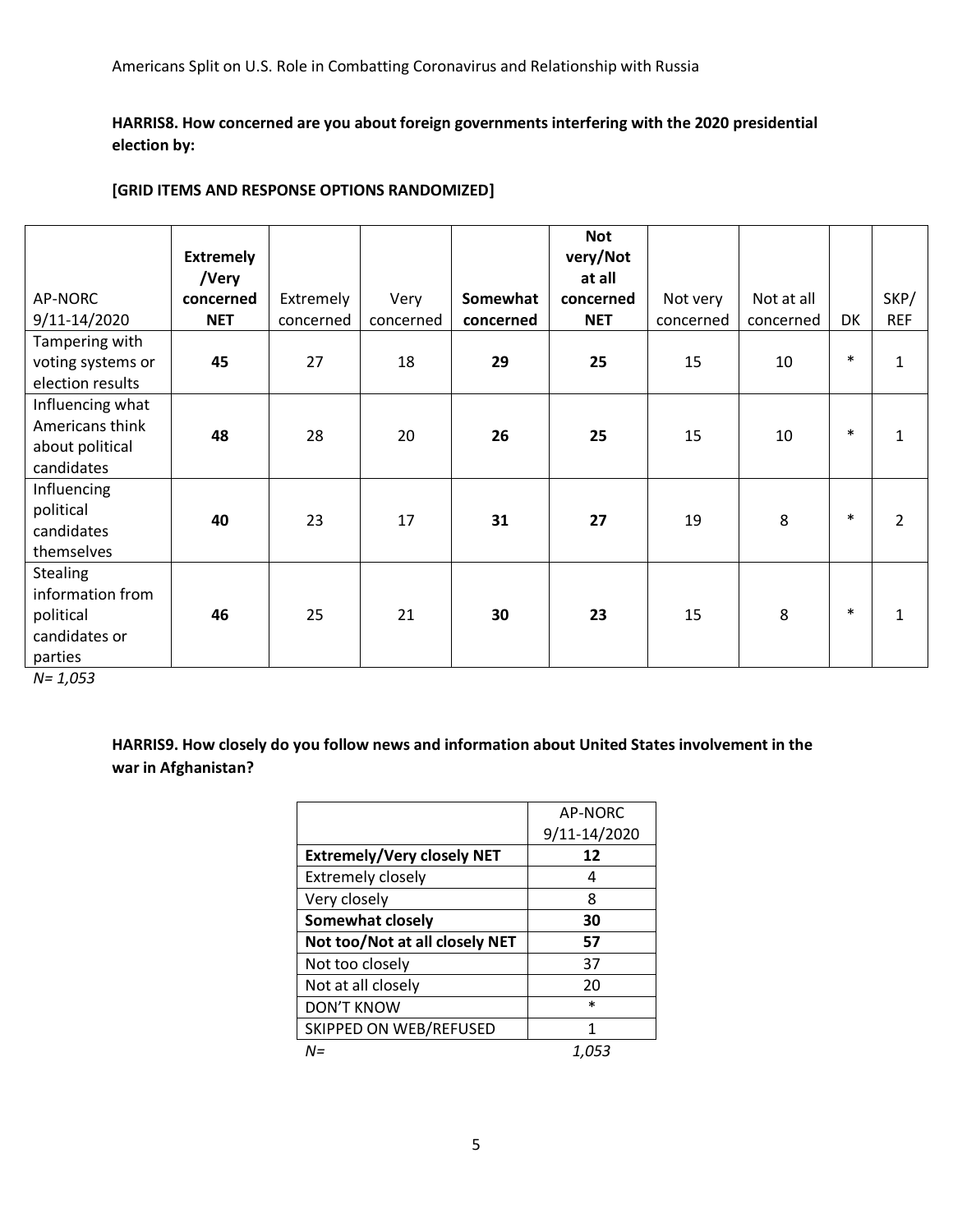**HARRIS8. How concerned are you about foreign governments interfering with the 2020 presidential election by:**

**[GRID ITEMS AND RESPONSE OPTIONS RANDOMIZED]**

| AP-NORC 9/11-14/2020 | **Extremely /Very concerned NET** | Extremely concerned | Very concerned | **Somewhat concerned** | **Not very/Not at all concerned NET** | Not very concerned | Not at all concerned | DK | SKP/ REF |
|---|---|---|---|---|---|---|---|---|---|
| Tampering with voting systems or election results | **45** | 27 | 18 | **29** | **25** | 15 | 10 | * | 1 |
| Influencing what Americans think about political candidates | **48** | 28 | 20 | **26** | **25** | 15 | 10 | * | 1 |
| Influencing political candidates themselves | **40** | 23 | 17 | **31** | **27** | 19 | 8 | * | 2 |
| Stealing information from political candidates or parties | **46** | 25 | 21 | **30** | **23** | 15 | 8 | * | 1 |

*N= 1,053*

**HARRIS9. How closely do you follow news and information about United States involvement in the war in Afghanistan?**

| | AP-NORC 9/11-14/2020 |
|---|---|
| **Extremely/Very closely NET** | **12** |
| Extremely closely | 4 |
| Very closely | 8 |
| **Somewhat closely** | **30** |
| **Not too/Not at all closely NET** | **57** |
| Not too closely | 37 |
| Not at all closely | 20 |
| DON'T KNOW | * |
| SKIPPED ON WEB/REFUSED | 1 |
| *N=* | *1,053* |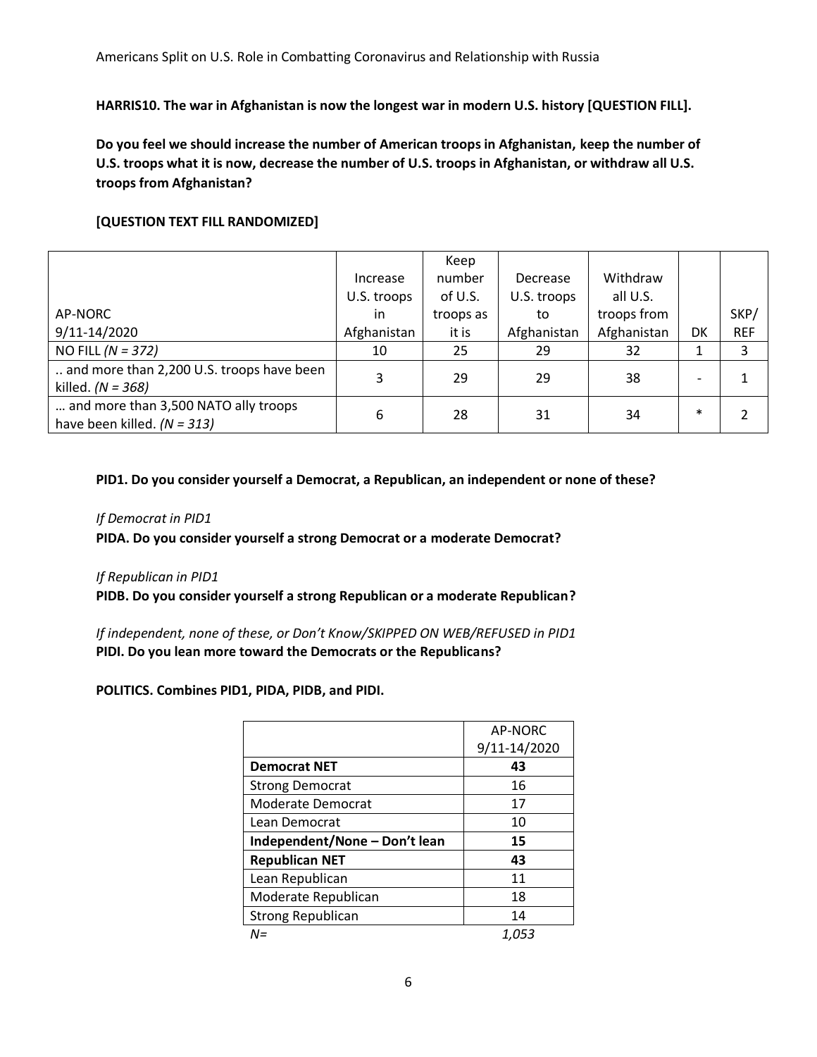**HARRIS10. The war in Afghanistan is now the longest war in modern U.S. history [QUESTION FILL].**

**Do you feel we should increase the number of American troops in Afghanistan, keep the number of U.S. troops what it is now, decrease the number of U.S. troops in Afghanistan, or withdraw all U.S. troops from Afghanistan?**

**[QUESTION TEXT FILL RANDOMIZED]**

| AP-NORC 9/11-14/2020 | Increase U.S. troops in Afghanistan | Keep number of U.S. troops as it is | Decrease U.S. troops to Afghanistan | Withdraw all U.S. troops from Afghanistan | DK | SKP/ REF |
|---|---|---|---|---|---|---|
| NO FILL *(N = 372)* | 10 | 25 | 29 | 32 | 1 | 3 |
| .. and more than 2,200 U.S. troops have been killed. *(N = 368)* | 3 | 29 | 29 | 38 | - | 1 |
| … and more than 3,500 NATO ally troops have been killed. *(N = 313)* | 6 | 28 | 31 | 34 | * | 2 |

**PID1. Do you consider yourself a Democrat, a Republican, an independent or none of these?**

*If Democrat in PID1*

**PIDA. Do you consider yourself a strong Democrat or a moderate Democrat?**

*If Republican in PID1*

**PIDB. Do you consider yourself a strong Republican or a moderate Republican?**

*If independent, none of these, or Don't Know/SKIPPED ON WEB/REFUSED in PID1*

**PIDI. Do you lean more toward the Democrats or the Republicans?**

**POLITICS. Combines PID1, PIDA, PIDB, and PIDI.**

| | AP-NORC 9/11-14/2020 |
|---|---|
| **Democrat NET** | **43** |
| Strong Democrat | 16 |
| Moderate Democrat | 17 |
| Lean Democrat | 10 |
| **Independent/None – Don't lean** | **15** |
| **Republican NET** | **43** |
| Lean Republican | 11 |
| Moderate Republican | 18 |
| Strong Republican | 14 |
| *N=* | *1,053* |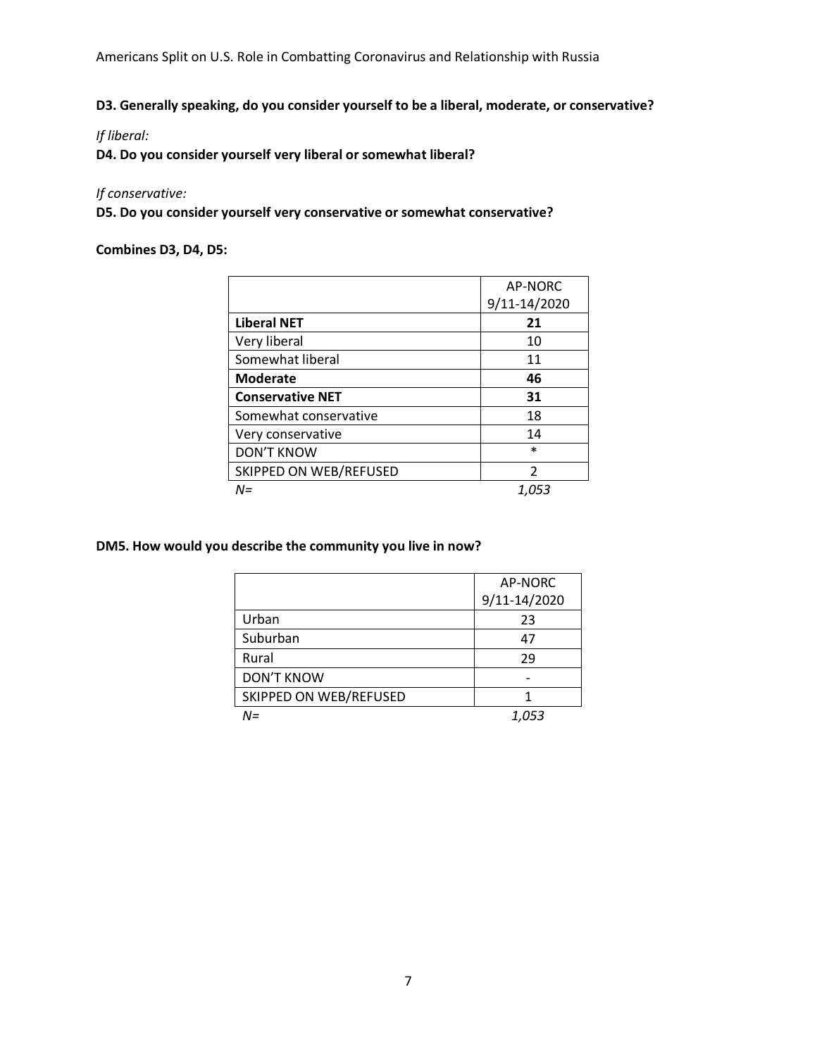**D3. Generally speaking, do you consider yourself to be a liberal, moderate, or conservative?**

*If liberal:*

**D4. Do you consider yourself very liberal or somewhat liberal?**

*If conservative:*

**D5. Do you consider yourself very conservative or somewhat conservative?**

**Combines D3, D4, D5:**

| | AP-NORC 9/11-14/2020 |
|---|---|
| **Liberal NET** | **21** |
| Very liberal | 10 |
| Somewhat liberal | 11 |
| **Moderate** | **46** |
| **Conservative NET** | **31** |
| Somewhat conservative | 18 |
| Very conservative | 14 |
| DON'T KNOW | * |
| SKIPPED ON WEB/REFUSED | 2 |
| *N=* | *1,053* |

**DM5. How would you describe the community you live in now?**

| | AP-NORC 9/11-14/2020 |
|---|---|
| Urban | 23 |
| Suburban | 47 |
| Rural | 29 |
| DON'T KNOW | - |
| SKIPPED ON WEB/REFUSED | 1 |
| *N=* | *1,053* |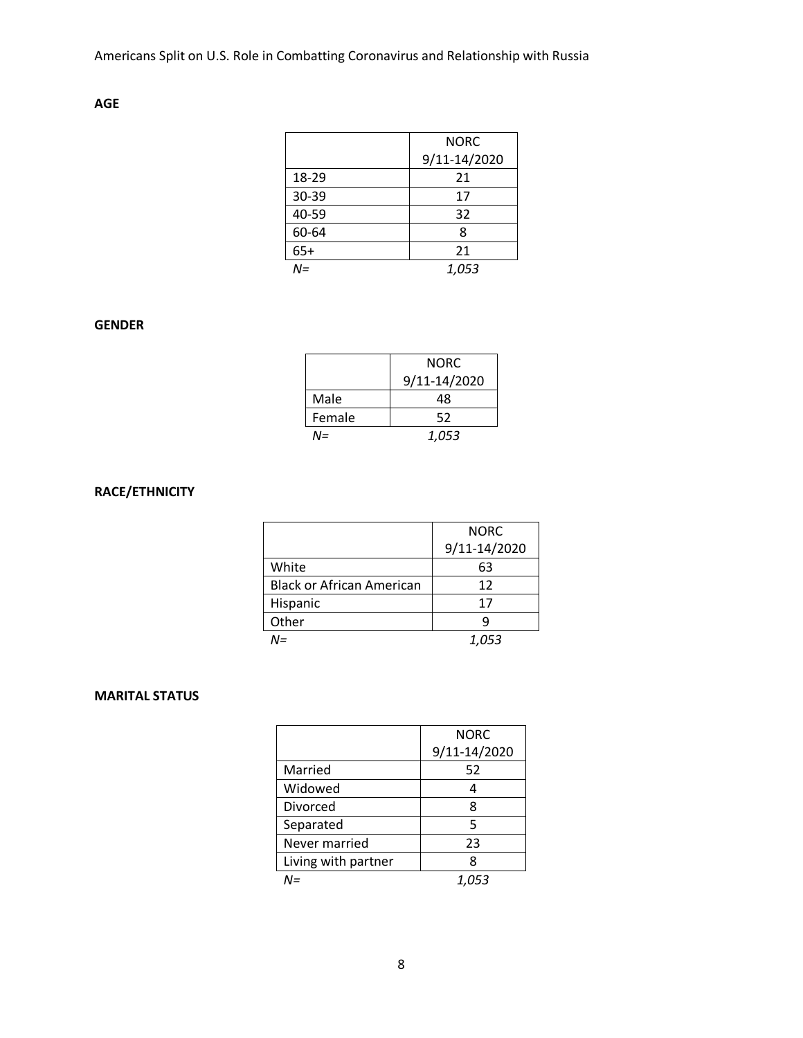**AGE**

| | NORC 9/11-14/2020 |
|---|---|
| 18-29 | 21 |
| 30-39 | 17 |
| 40-59 | 32 |
| 60-64 | 8 |
| 65+ | 21 |
| *N=* | *1,053* |

**GENDER**

| | NORC 9/11-14/2020 |
|---|---|
| Male | 48 |
| Female | 52 |
| *N=* | *1,053* |

**RACE/ETHNICITY**

| | NORC 9/11-14/2020 |
|---|---|
| White | 63 |
| Black or African American | 12 |
| Hispanic | 17 |
| Other | 9 |
| *N=* | *1,053* |

**MARITAL STATUS**

| | NORC 9/11-14/2020 |
|---|---|
| Married | 52 |
| Widowed | 4 |
| Divorced | 8 |
| Separated | 5 |
| Never married | 23 |
| Living with partner | 8 |
| *N=* | *1,053* |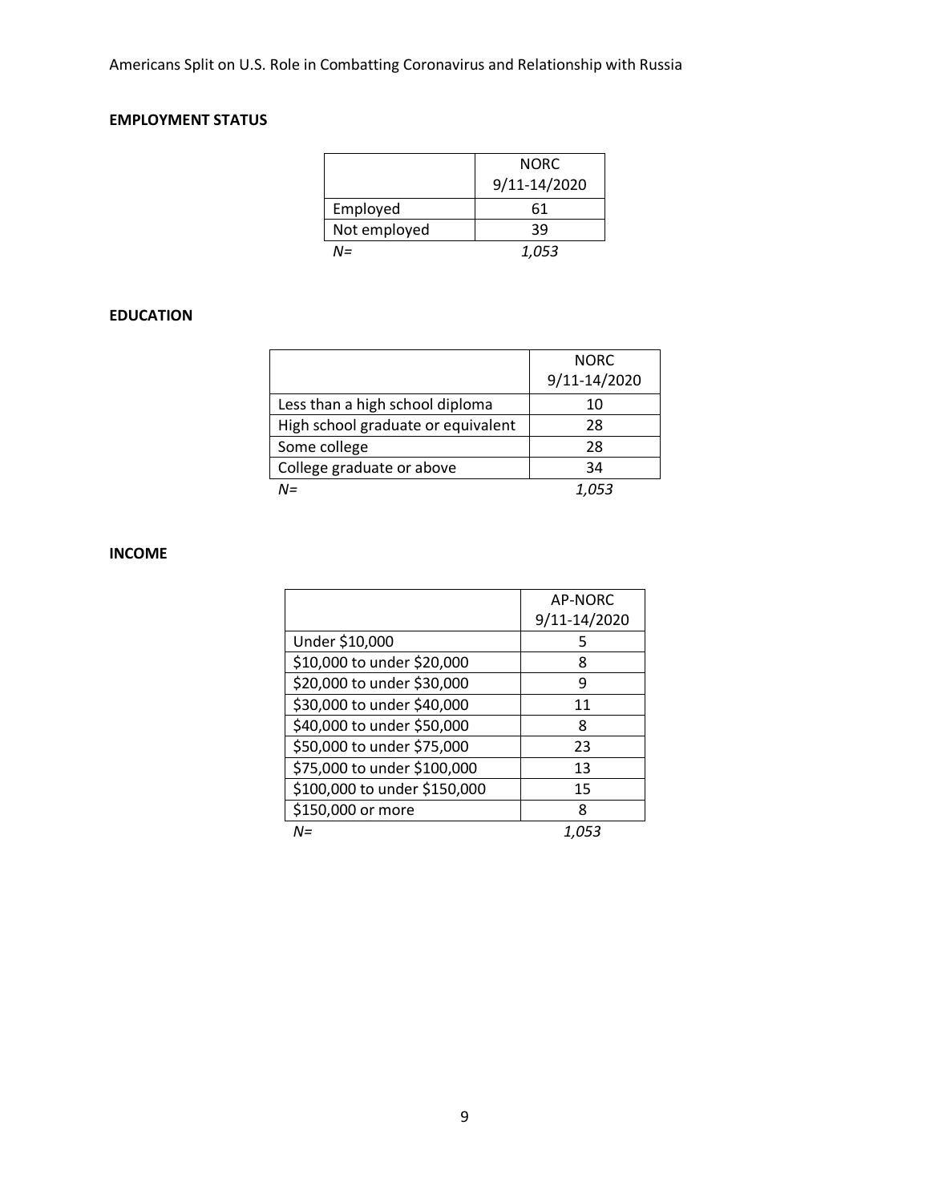**EMPLOYMENT STATUS**

| | NORC 9/11-14/2020 |
|---|---|
| Employed | 61 |
| Not employed | 39 |
| *N=* | *1,053* |

**EDUCATION**

| | NORC 9/11-14/2020 |
|---|---|
| Less than a high school diploma | 10 |
| High school graduate or equivalent | 28 |
| Some college | 28 |
| College graduate or above | 34 |
| *N=* | *1,053* |

**INCOME**

| | AP-NORC 9/11-14/2020 |
|---|---|
| Under $10,000 | 5 |
| $10,000 to under $20,000 | 8 |
| $20,000 to under $30,000 | 9 |
| $30,000 to under $40,000 | 11 |
| $40,000 to under $50,000 | 8 |
| $50,000 to under $75,000 | 23 |
| $75,000 to under $100,000 | 13 |
| $100,000 to under $150,000 | 15 |
| $150,000 or more | 8 |
| *N=* | *1,053* |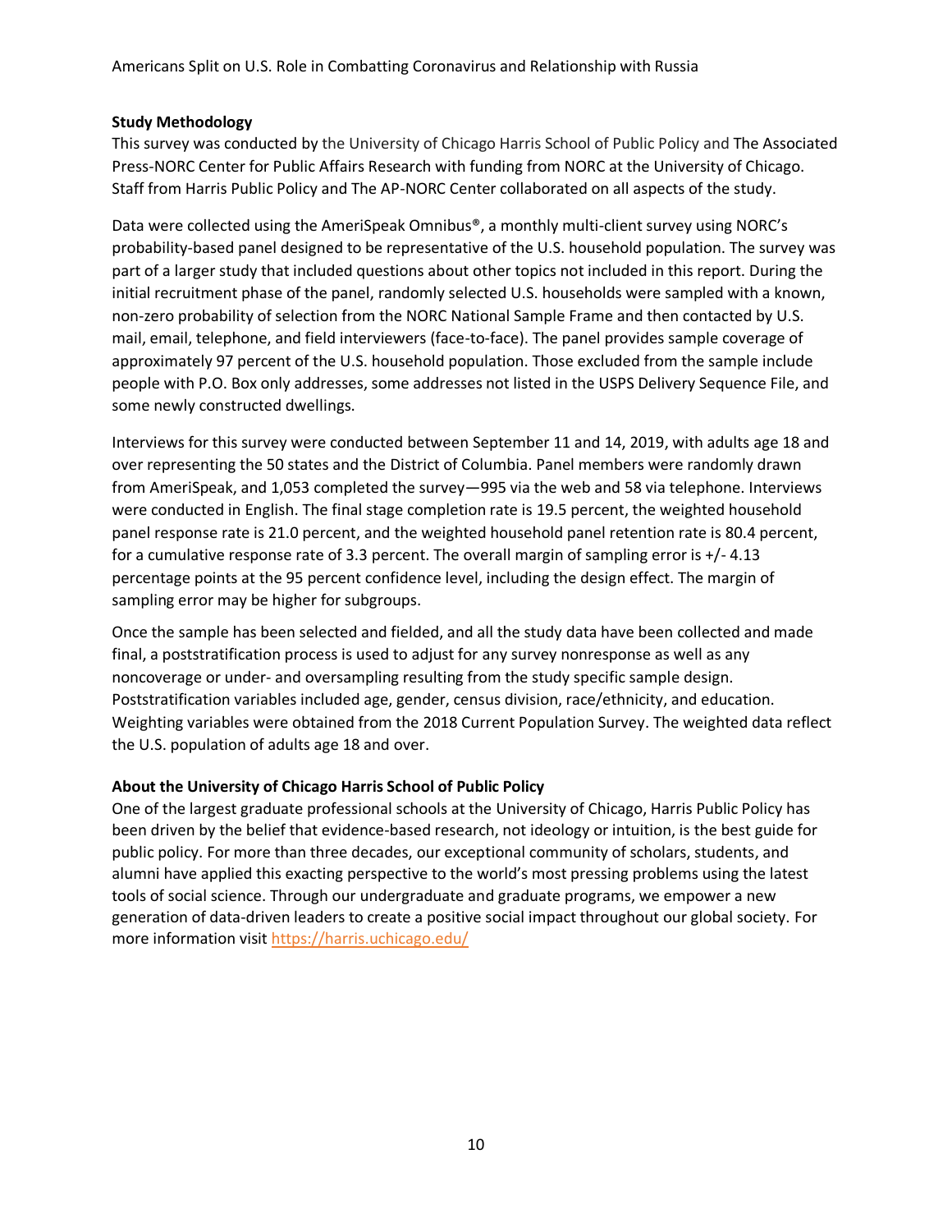## Study Methodology

This survey was conducted by the University of Chicago Harris School of Public Policy and The Associated Press-NORC Center for Public Affairs Research with funding from NORC at the University of Chicago. Staff from Harris Public Policy and The AP-NORC Center collaborated on all aspects of the study.

Data were collected using the AmeriSpeak Omnibus®, a monthly multi-client survey using NORC's probability-based panel designed to be representative of the U.S. household population. The survey was part of a larger study that included questions about other topics not included in this report. During the initial recruitment phase of the panel, randomly selected U.S. households were sampled with a known, non-zero probability of selection from the NORC National Sample Frame and then contacted by U.S. mail, email, telephone, and field interviewers (face-to-face). The panel provides sample coverage of approximately 97 percent of the U.S. household population. Those excluded from the sample include people with P.O. Box only addresses, some addresses not listed in the USPS Delivery Sequence File, and some newly constructed dwellings.

Interviews for this survey were conducted between September 11 and 14, 2019, with adults age 18 and over representing the 50 states and the District of Columbia. Panel members were randomly drawn from AmeriSpeak, and 1,053 completed the survey—995 via the web and 58 via telephone. Interviews were conducted in English. The final stage completion rate is 19.5 percent, the weighted household panel response rate is 21.0 percent, and the weighted household panel retention rate is 80.4 percent, for a cumulative response rate of 3.3 percent. The overall margin of sampling error is +/- 4.13 percentage points at the 95 percent confidence level, including the design effect. The margin of sampling error may be higher for subgroups.

Once the sample has been selected and fielded, and all the study data have been collected and made final, a poststratification process is used to adjust for any survey nonresponse as well as any noncoverage or under- and oversampling resulting from the study specific sample design. Poststratification variables included age, gender, census division, race/ethnicity, and education. Weighting variables were obtained from the 2018 Current Population Survey. The weighted data reflect the U.S. population of adults age 18 and over.

## About the University of Chicago Harris School of Public Policy

One of the largest graduate professional schools at the University of Chicago, Harris Public Policy has been driven by the belief that evidence-based research, not ideology or intuition, is the best guide for public policy. For more than three decades, our exceptional community of scholars, students, and alumni have applied this exacting perspective to the world's most pressing problems using the latest tools of social science. Through our undergraduate and graduate programs, we empower a new generation of data-driven leaders to create a positive social impact throughout our global society. For more information visit https://harris.uchicago.edu/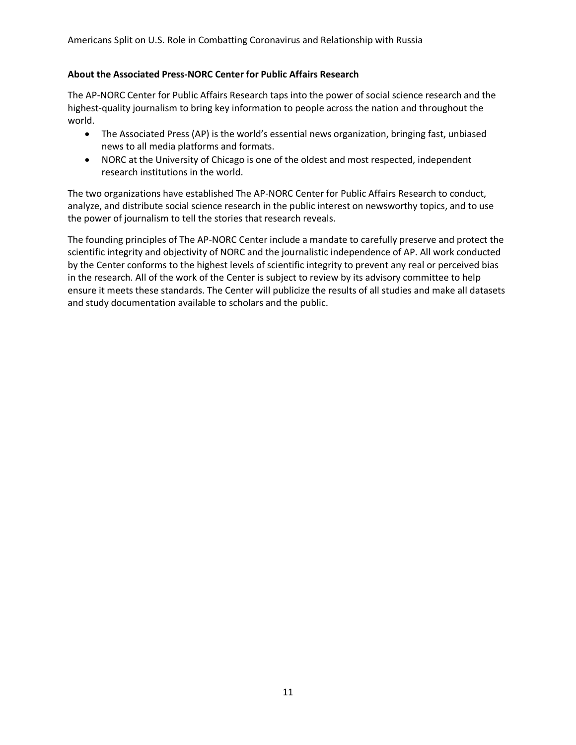## About the Associated Press-NORC Center for Public Affairs Research

The AP-NORC Center for Public Affairs Research taps into the power of social science research and the highest-quality journalism to bring key information to people across the nation and throughout the world.

- The Associated Press (AP) is the world's essential news organization, bringing fast, unbiased news to all media platforms and formats.
- NORC at the University of Chicago is one of the oldest and most respected, independent research institutions in the world.

The two organizations have established The AP-NORC Center for Public Affairs Research to conduct, analyze, and distribute social science research in the public interest on newsworthy topics, and to use the power of journalism to tell the stories that research reveals.

The founding principles of The AP-NORC Center include a mandate to carefully preserve and protect the scientific integrity and objectivity of NORC and the journalistic independence of AP. All work conducted by the Center conforms to the highest levels of scientific integrity to prevent any real or perceived bias in the research. All of the work of the Center is subject to review by its advisory committee to help ensure it meets these standards. The Center will publicize the results of all studies and make all datasets and study documentation available to scholars and the public.